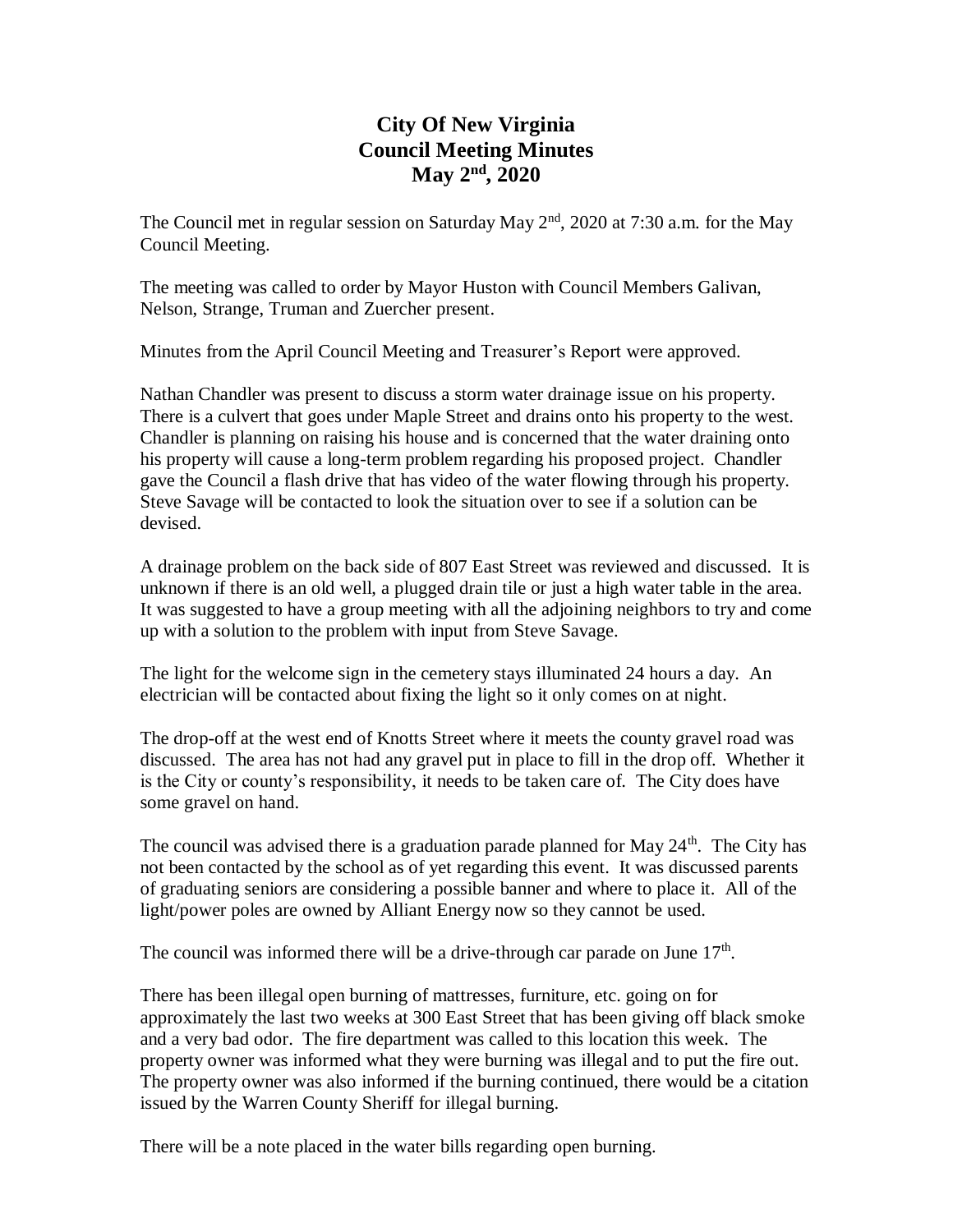# City Of New Virginia
## Council Meeting Minutes
## May 2nd, 2020

The Council met in regular session on Saturday May 2nd, 2020 at 7:30 a.m. for the May Council Meeting.

The meeting was called to order by Mayor Huston with Council Members Galivan, Nelson, Strange, Truman and Zuercher present.

Minutes from the April Council Meeting and Treasurer's Report were approved.

Nathan Chandler was present to discuss a storm water drainage issue on his property. There is a culvert that goes under Maple Street and drains onto his property to the west. Chandler is planning on raising his house and is concerned that the water draining onto his property will cause a long-term problem regarding his proposed project. Chandler gave the Council a flash drive that has video of the water flowing through his property. Steve Savage will be contacted to look the situation over to see if a solution can be devised.

A drainage problem on the back side of 807 East Street was reviewed and discussed. It is unknown if there is an old well, a plugged drain tile or just a high water table in the area. It was suggested to have a group meeting with all the adjoining neighbors to try and come up with a solution to the problem with input from Steve Savage.

The light for the welcome sign in the cemetery stays illuminated 24 hours a day. An electrician will be contacted about fixing the light so it only comes on at night.

The drop-off at the west end of Knotts Street where it meets the county gravel road was discussed. The area has not had any gravel put in place to fill in the drop off. Whether it is the City or county's responsibility, it needs to be taken care of. The City does have some gravel on hand.

The council was advised there is a graduation parade planned for May 24th. The City has not been contacted by the school as of yet regarding this event. It was discussed parents of graduating seniors are considering a possible banner and where to place it. All of the light/power poles are owned by Alliant Energy now so they cannot be used.

The council was informed there will be a drive-through car parade on June 17th.

There has been illegal open burning of mattresses, furniture, etc. going on for approximately the last two weeks at 300 East Street that has been giving off black smoke and a very bad odor. The fire department was called to this location this week. The property owner was informed what they were burning was illegal and to put the fire out. The property owner was also informed if the burning continued, there would be a citation issued by the Warren County Sheriff for illegal burning.

There will be a note placed in the water bills regarding open burning.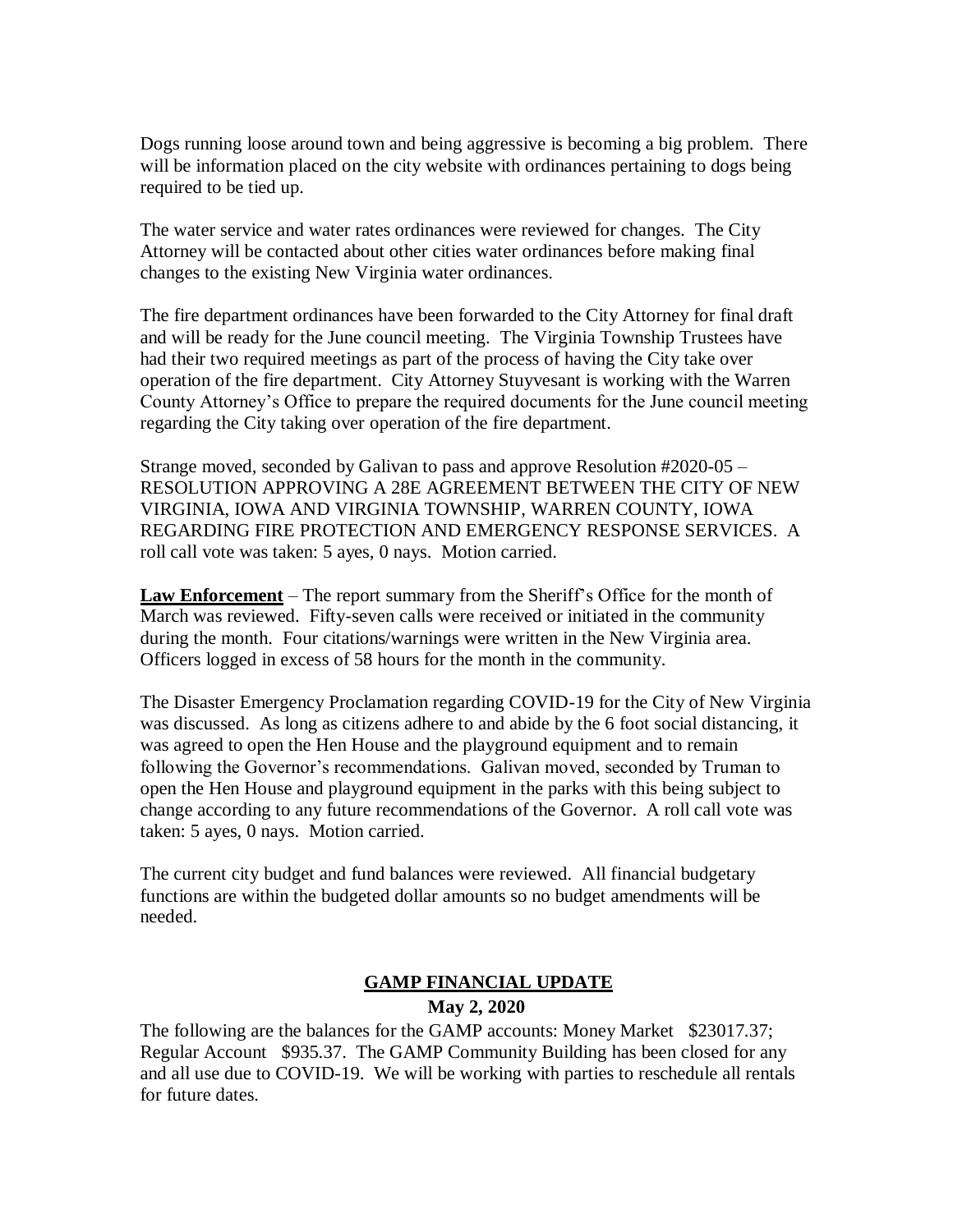Dogs running loose around town and being aggressive is becoming a big problem. There will be information placed on the city website with ordinances pertaining to dogs being required to be tied up.

The water service and water rates ordinances were reviewed for changes. The City Attorney will be contacted about other cities water ordinances before making final changes to the existing New Virginia water ordinances.

The fire department ordinances have been forwarded to the City Attorney for final draft and will be ready for the June council meeting. The Virginia Township Trustees have had their two required meetings as part of the process of having the City take over operation of the fire department. City Attorney Stuyvesant is working with the Warren County Attorney's Office to prepare the required documents for the June council meeting regarding the City taking over operation of the fire department.

Strange moved, seconded by Galivan to pass and approve Resolution #2020-05 – RESOLUTION APPROVING A 28E AGREEMENT BETWEEN THE CITY OF NEW VIRGINIA, IOWA AND VIRGINIA TOWNSHIP, WARREN COUNTY, IOWA REGARDING FIRE PROTECTION AND EMERGENCY RESPONSE SERVICES. A roll call vote was taken: 5 ayes, 0 nays. Motion carried.

**Law Enforcement** – The report summary from the Sheriff's Office for the month of March was reviewed. Fifty-seven calls were received or initiated in the community during the month. Four citations/warnings were written in the New Virginia area. Officers logged in excess of 58 hours for the month in the community.

The Disaster Emergency Proclamation regarding COVID-19 for the City of New Virginia was discussed. As long as citizens adhere to and abide by the 6 foot social distancing, it was agreed to open the Hen House and the playground equipment and to remain following the Governor's recommendations. Galivan moved, seconded by Truman to open the Hen House and playground equipment in the parks with this being subject to change according to any future recommendations of the Governor. A roll call vote was taken: 5 ayes, 0 nays. Motion carried.

The current city budget and fund balances were reviewed. All financial budgetary functions are within the budgeted dollar amounts so no budget amendments will be needed.

## GAMP FINANCIAL UPDATE

**May 2, 2020**

The following are the balances for the GAMP accounts: Money Market $23017.37; Regular Account $935.37. The GAMP Community Building has been closed for any and all use due to COVID-19. We will be working with parties to reschedule all rentals for future dates.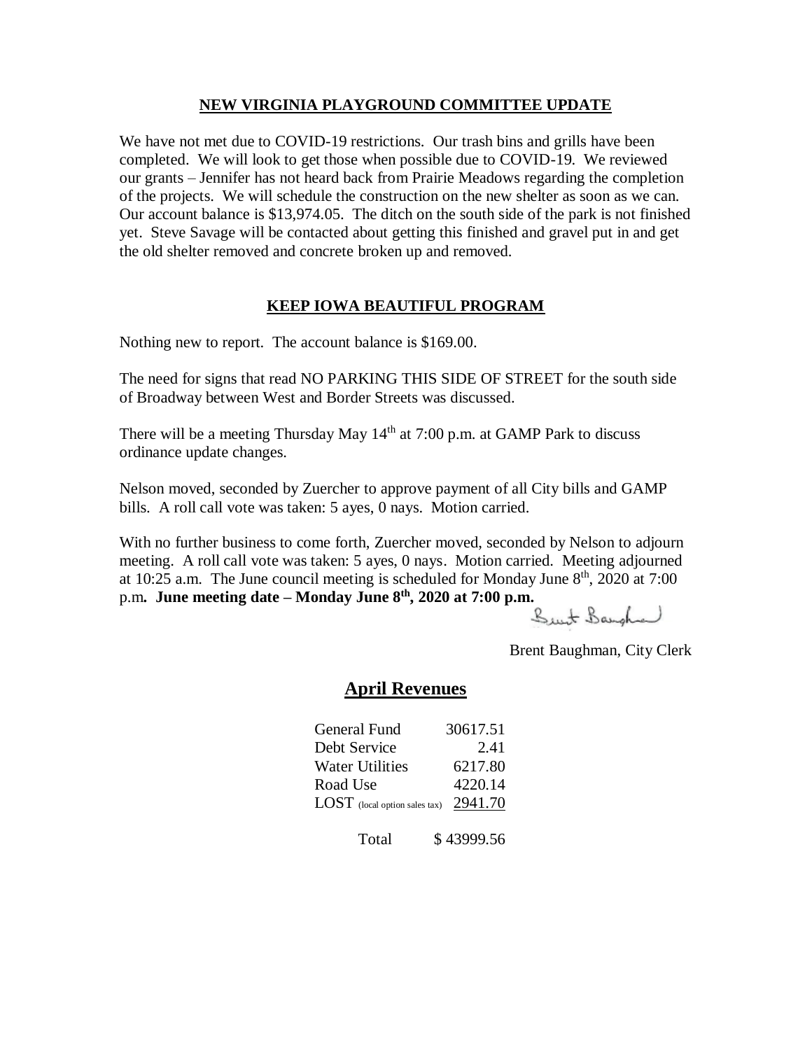## NEW VIRGINIA PLAYGROUND COMMITTEE UPDATE

We have not met due to COVID-19 restrictions. Our trash bins and grills have been completed. We will look to get those when possible due to COVID-19. We reviewed our grants – Jennifer has not heard back from Prairie Meadows regarding the completion of the projects. We will schedule the construction on the new shelter as soon as we can. Our account balance is $13,974.05. The ditch on the south side of the park is not finished yet. Steve Savage will be contacted about getting this finished and gravel put in and get the old shelter removed and concrete broken up and removed.

## KEEP IOWA BEAUTIFUL PROGRAM

Nothing new to report. The account balance is $169.00.

The need for signs that read NO PARKING THIS SIDE OF STREET for the south side of Broadway between West and Border Streets was discussed.

There will be a meeting Thursday May 14th at 7:00 p.m. at GAMP Park to discuss ordinance update changes.

Nelson moved, seconded by Zuercher to approve payment of all City bills and GAMP bills. A roll call vote was taken: 5 ayes, 0 nays. Motion carried.

With no further business to come forth, Zuercher moved, seconded by Nelson to adjourn meeting. A roll call vote was taken: 5 ayes, 0 nays. Motion carried. Meeting adjourned at 10:25 a.m. The June council meeting is scheduled for Monday June 8th, 2020 at 7:00 p.m**. June meeting date – Monday June 8th, 2020 at 7:00 p.m.**

Brent Baughman, City Clerk

## April Revenues

| | |
|---|---|
| General Fund | 30617.51 |
| Debt Service | 2.41 |
| Water Utilities | 6217.80 |
| Road Use | 4220.14 |
| LOST (local option sales tax) | 2941.70 |
| Total | $ 43999.56 |